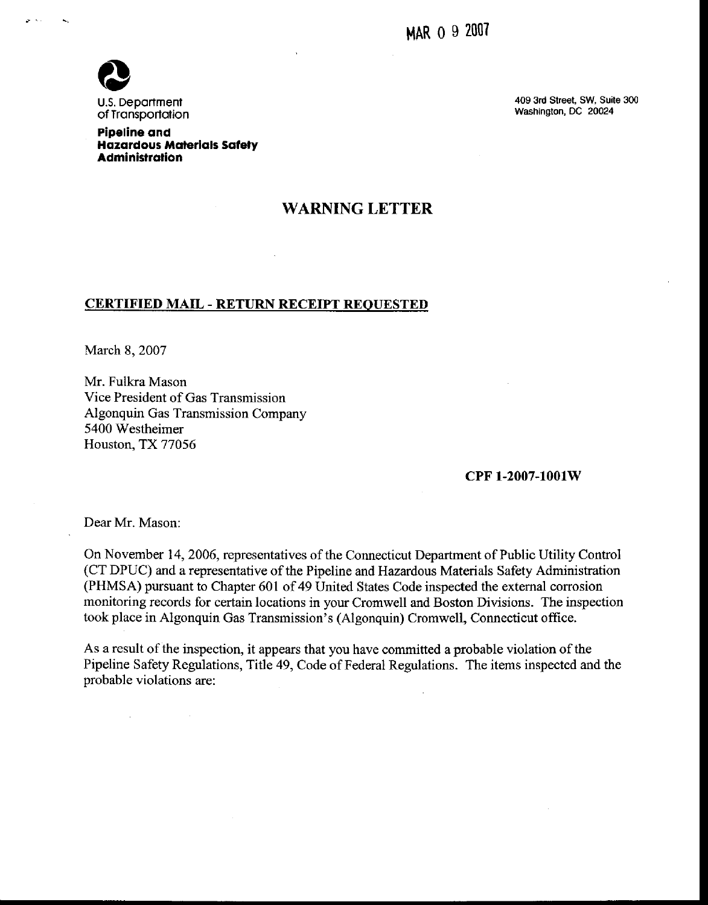MAR 0 9 2007

U.S. Department of Transportation

**Pipeline and Hazardous Materials Safety Administration**

409 3rd Street, SW, Suite 300
Washington, DC 20024

# WARNING LETTER

**CERTIFIED MAIL - RETURN RECEIPT REQUESTED**

March 8, 2007

Mr. Fulkra Mason
Vice President of Gas Transmission
Algonquin Gas Transmission Company
5400 Westheimer
Houston, TX 77056

**CPF 1-2007-1001W**

Dear Mr. Mason:

On November 14, 2006, representatives of the Connecticut Department of Public Utility Control (CT DPUC) and a representative of the Pipeline and Hazardous Materials Safety Administration (PHMSA) pursuant to Chapter 601 of 49 United States Code inspected the external corrosion monitoring records for certain locations in your Cromwell and Boston Divisions. The inspection took place in Algonquin Gas Transmission's (Algonquin) Cromwell, Connecticut office.

As a result of the inspection, it appears that you have committed a probable violation of the Pipeline Safety Regulations, Title 49, Code of Federal Regulations. The items inspected and the probable violations are: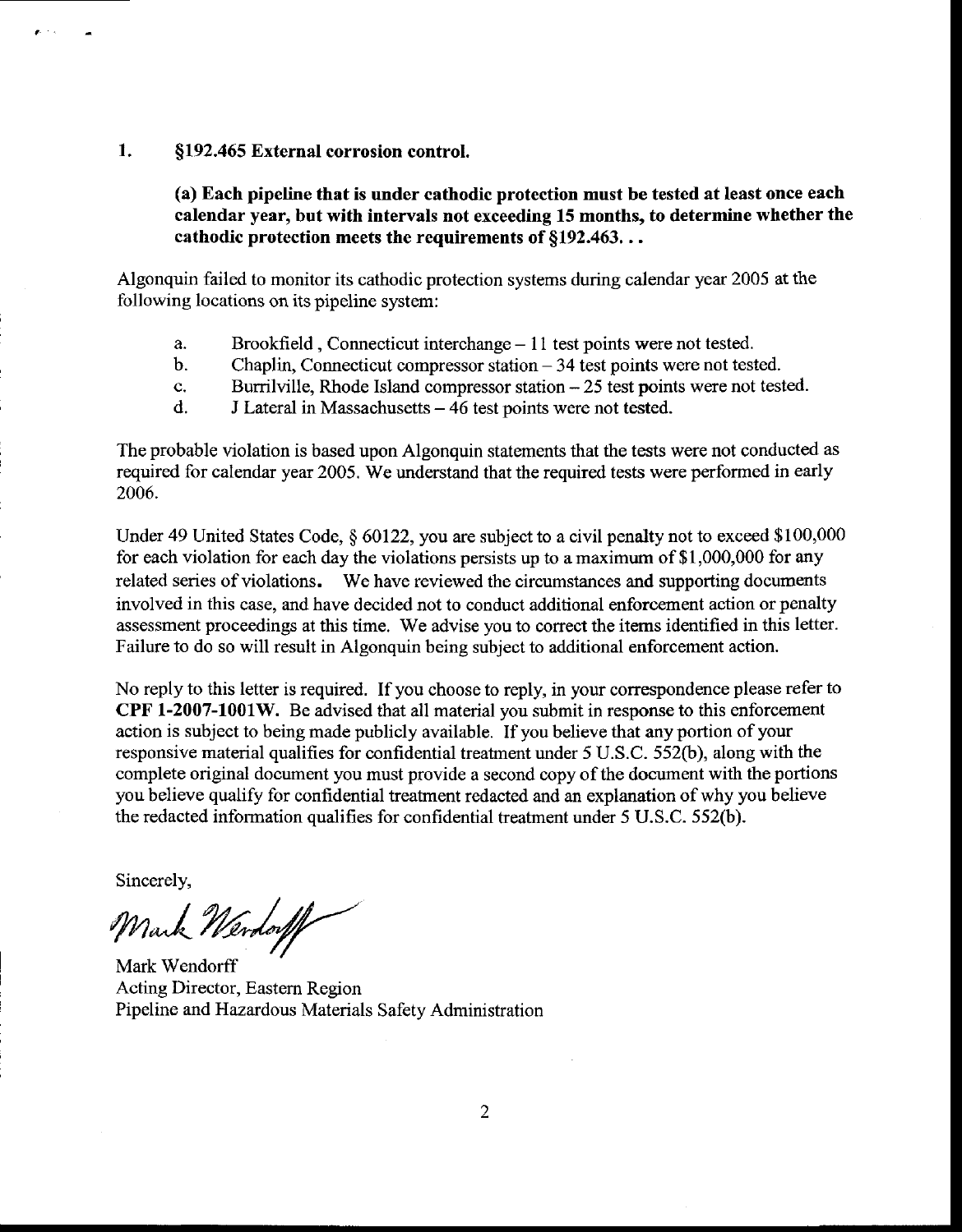1. **§192.465 External corrosion control.**

   **(a) Each pipeline that is under cathodic protection must be tested at least once each calendar year, but with intervals not exceeding 15 months, to determine whether the cathodic protection meets the requirements of §192.463. . .**

Algonquin failed to monitor its cathodic protection systems during calendar year 2005 at the following locations on its pipeline system:

a. Brookfield , Connecticut interchange – 11 test points were not tested.
b. Chaplin, Connecticut compressor station – 34 test points were not tested.
c. Burrilville, Rhode Island compressor station – 25 test points were not tested.
d. J Lateral in Massachusetts – 46 test points were not tested.

The probable violation is based upon Algonquin statements that the tests were not conducted as required for calendar year 2005. We understand that the required tests were performed in early 2006.

Under 49 United States Code, § 60122, you are subject to a civil penalty not to exceed $100,000 for each violation for each day the violations persists up to a maximum of $1,000,000 for any related series of violations. We have reviewed the circumstances and supporting documents involved in this case, and have decided not to conduct additional enforcement action or penalty assessment proceedings at this time. We advise you to correct the items identified in this letter. Failure to do so will result in Algonquin being subject to additional enforcement action.

No reply to this letter is required. If you choose to reply, in your correspondence please refer to **CPF 1-2007-1001W.** Be advised that all material you submit in response to this enforcement action is subject to being made publicly available. If you believe that any portion of your responsive material qualifies for confidential treatment under 5 U.S.C. 552(b), along with the complete original document you must provide a second copy of the document with the portions you believe qualify for confidential treatment redacted and an explanation of why you believe the redacted information qualifies for confidential treatment under 5 U.S.C. 552(b).

Sincerely,

Mark Wendorff

Mark Wendorff
Acting Director, Eastern Region
Pipeline and Hazardous Materials Safety Administration